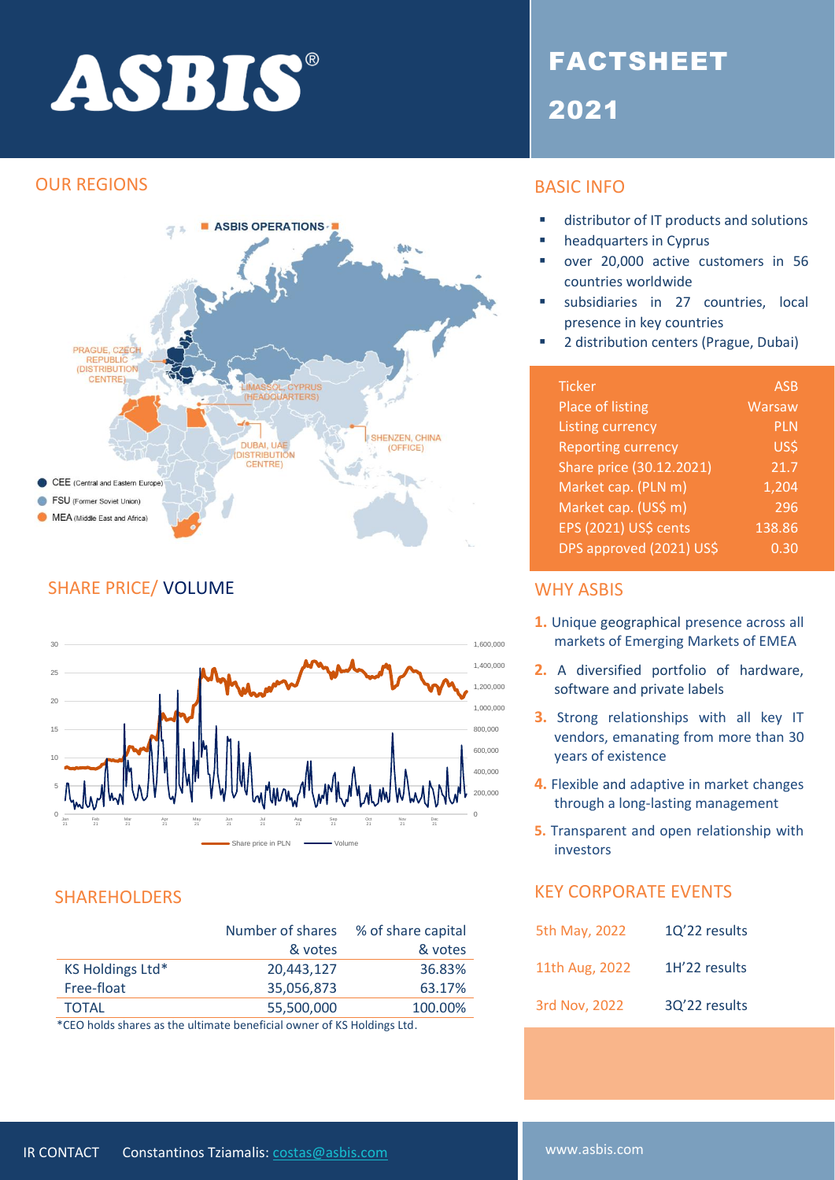# ASBIS®

# FACTSHEET 2021

## OUR REGIONS

ASBIS OPERATIONS

- PRAGUE, CZECH REPUBLIC (DISTRIBUTION CENTRE)
- LIMASSOL, CYPRUS (HEADQUARTERS)
- DUBAI, UAE (DISTRIBUTION CENTRE)
- SHENZEN, CHINA (OFFICE)

- CEE (Central and Eastern Europe)
- FSU (Former Soviet Union)
- MEA (Middle East and Africa)

## BASIC INFO

- distributor of IT products and solutions
- headquarters in Cyprus
- over 20,000 active customers in 56 countries worldwide
- subsidiaries in 27 countries, local presence in key countries
- 2 distribution centers (Prague, Dubai)

| | |
|---|---|
| Ticker | ASB |
| Place of listing | Warsaw |
| Listing currency | PLN |
| Reporting currency | US$ |
| Share price (30.12.2021) | 21.7 |
| Market cap. (PLN m) | 1,204 |
| Market cap. (US$ m) | 296 |
| EPS (2021) US$ cents | 138.86 |
| DPS approved (2021) US$ | 0.30 |

## SHARE PRICE/ VOLUME

Share price in PLN — Volume

## WHY ASBIS

1. Unique geographical presence across all markets of Emerging Markets of EMEA
2. A diversified portfolio of hardware, software and private labels
3. Strong relationships with all key IT vendors, emanating from more than 30 years of existence
4. Flexible and adaptive in market changes through a long-lasting management
5. Transparent and open relationship with investors

## SHAREHOLDERS

| | Number of shares & votes | % of share capital & votes |
|---|---|---|
| KS Holdings Ltd* | 20,443,127 | 36.83% |
| Free-float | 35,056,873 | 63.17% |
| TOTAL | 55,500,000 | 100.00% |

*CEO holds shares as the ultimate beneficial owner of KS Holdings Ltd.

## KEY CORPORATE EVENTS

| | |
|---|---|
| 5th May, 2022 | 1Q'22 results |
| 11th Aug, 2022 | 1H'22 results |
| 3rd Nov, 2022 | 3Q'22 results |

IR CONTACT Constantinos Tziamalis: costas@asbis.com

www.asbis.com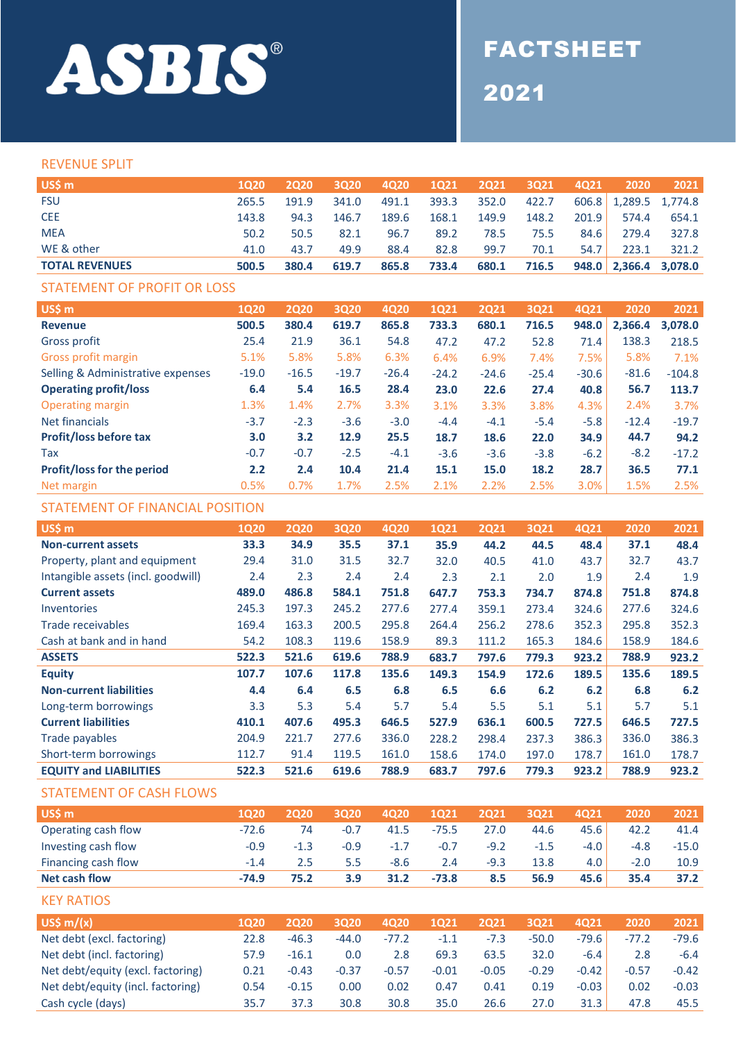# ASBIS®

# FACTSHEET 2021

## REVENUE SPLIT

| US$ m | 1Q20 | 2Q20 | 3Q20 | 4Q20 | 1Q21 | 2Q21 | 3Q21 | 4Q21 | 2020 | 2021 |
|---|---|---|---|---|---|---|---|---|---|---|
| FSU | 265.5 | 191.9 | 341.0 | 491.1 | 393.3 | 352.0 | 422.7 | 606.8 | 1,289.5 | 1,774.8 |
| CEE | 143.8 | 94.3 | 146.7 | 189.6 | 168.1 | 149.9 | 148.2 | 201.9 | 574.4 | 654.1 |
| MEA | 50.2 | 50.5 | 82.1 | 96.7 | 89.2 | 78.5 | 75.5 | 84.6 | 279.4 | 327.8 |
| WE & other | 41.0 | 43.7 | 49.9 | 88.4 | 82.8 | 99.7 | 70.1 | 54.7 | 223.1 | 321.2 |
| **TOTAL REVENUES** | **500.5** | **380.4** | **619.7** | **865.8** | **733.4** | **680.1** | **716.5** | **948.0** | **2,366.4** | **3,078.0** |

## STATEMENT OF PROFIT OR LOSS

| US$ m | 1Q20 | 2Q20 | 3Q20 | 4Q20 | 1Q21 | 2Q21 | 3Q21 | 4Q21 | 2020 | 2021 |
|---|---|---|---|---|---|---|---|---|---|---|
| **Revenue** | **500.5** | **380.4** | **619.7** | **865.8** | **733.3** | **680.1** | **716.5** | **948.0** | **2,366.4** | **3,078.0** |
| Gross profit | 25.4 | 21.9 | 36.1 | 54.8 | 47.2 | 47.2 | 52.8 | 71.4 | 138.3 | 218.5 |
| Gross profit margin | 5.1% | 5.8% | 5.8% | 6.3% | 6.4% | 6.9% | 7.4% | 7.5% | 5.8% | 7.1% |
| Selling & Administrative expenses | -19.0 | -16.5 | -19.7 | -26.4 | -24.2 | -24.6 | -25.4 | -30.6 | -81.6 | -104.8 |
| **Operating profit/loss** | **6.4** | **5.4** | **16.5** | **28.4** | **23.0** | **22.6** | **27.4** | **40.8** | **56.7** | **113.7** |
| Operating margin | 1.3% | 1.4% | 2.7% | 3.3% | 3.1% | 3.3% | 3.8% | 4.3% | 2.4% | 3.7% |
| Net financials | -3.7 | -2.3 | -3.6 | -3.0 | -4.4 | -4.1 | -5.4 | -5.8 | -12.4 | -19.7 |
| **Profit/loss before tax** | **3.0** | **3.2** | **12.9** | **25.5** | **18.7** | **18.6** | **22.0** | **34.9** | **44.7** | **94.2** |
| Tax | -0.7 | -0.7 | -2.5 | -4.1 | -3.6 | -3.6 | -3.8 | -6.2 | -8.2 | -17.2 |
| **Profit/loss for the period** | **2.2** | **2.4** | **10.4** | **21.4** | **15.1** | **15.0** | **18.2** | **28.7** | **36.5** | **77.1** |
| Net margin | 0.5% | 0.7% | 1.7% | 2.5% | 2.1% | 2.2% | 2.5% | 3.0% | 1.5% | 2.5% |

## STATEMENT OF FINANCIAL POSITION

| US$ m | 1Q20 | 2Q20 | 3Q20 | 4Q20 | 1Q21 | 2Q21 | 3Q21 | 4Q21 | 2020 | 2021 |
|---|---|---|---|---|---|---|---|---|---|---|
| **Non-current assets** | **33.3** | **34.9** | **35.5** | **37.1** | **35.9** | **44.2** | **44.5** | **48.4** | **37.1** | **48.4** |
| Property, plant and equipment | 29.4 | 31.0 | 31.5 | 32.7 | 32.0 | 40.5 | 41.0 | 43.7 | 32.7 | 43.7 |
| Intangible assets (incl. goodwill) | 2.4 | 2.3 | 2.4 | 2.4 | 2.3 | 2.1 | 2.0 | 1.9 | 2.4 | 1.9 |
| **Current assets** | **489.0** | **486.8** | **584.1** | **751.8** | **647.7** | **753.3** | **734.7** | **874.8** | **751.8** | **874.8** |
| Inventories | 245.3 | 197.3 | 245.2 | 277.6 | 277.4 | 359.1 | 273.4 | 324.6 | 277.6 | 324.6 |
| Trade receivables | 169.4 | 163.3 | 200.5 | 295.8 | 264.4 | 256.2 | 278.6 | 352.3 | 295.8 | 352.3 |
| Cash at bank and in hand | 54.2 | 108.3 | 119.6 | 158.9 | 89.3 | 111.2 | 165.3 | 184.6 | 158.9 | 184.6 |
| **ASSETS** | **522.3** | **521.6** | **619.6** | **788.9** | **683.7** | **797.6** | **779.3** | **923.2** | **788.9** | **923.2** |
| **Equity** | **107.7** | **107.6** | **117.8** | **135.6** | **149.3** | **154.9** | **172.6** | **189.5** | **135.6** | **189.5** |
| **Non-current liabilities** | **4.4** | **6.4** | **6.5** | **6.8** | **6.5** | **6.6** | **6.2** | **6.2** | **6.8** | **6.2** |
| Long-term borrowings | 3.3 | 5.3 | 5.4 | 5.7 | 5.4 | 5.5 | 5.1 | 5.1 | 5.7 | 5.1 |
| **Current liabilities** | **410.1** | **407.6** | **495.3** | **646.5** | **527.9** | **636.1** | **600.5** | **727.5** | **646.5** | **727.5** |
| Trade payables | 204.9 | 221.7 | 277.6 | 336.0 | 228.2 | 298.4 | 237.3 | 386.3 | 336.0 | 386.3 |
| Short-term borrowings | 112.7 | 91.4 | 119.5 | 161.0 | 158.6 | 174.0 | 197.0 | 178.7 | 161.0 | 178.7 |
| **EQUITY and LIABILITIES** | **522.3** | **521.6** | **619.6** | **788.9** | **683.7** | **797.6** | **779.3** | **923.2** | **788.9** | **923.2** |

## STATEMENT OF CASH FLOWS

| US$ m | 1Q20 | 2Q20 | 3Q20 | 4Q20 | 1Q21 | 2Q21 | 3Q21 | 4Q21 | 2020 | 2021 |
|---|---|---|---|---|---|---|---|---|---|---|
| Operating cash flow | -72.6 | 74 | -0.7 | 41.5 | -75.5 | 27.0 | 44.6 | 45.6 | 42.2 | 41.4 |
| Investing cash flow | -0.9 | -1.3 | -0.9 | -1.7 | -0.7 | -9.2 | -1.5 | -4.0 | -4.8 | -15.0 |
| Financing cash flow | -1.4 | 2.5 | 5.5 | -8.6 | 2.4 | -9.3 | 13.8 | 4.0 | -2.0 | 10.9 |
| **Net cash flow** | **-74.9** | **75.2** | **3.9** | **31.2** | **-73.8** | **8.5** | **56.9** | **45.6** | **35.4** | **37.2** |

## KEY RATIOS

| US$ m/(x) | 1Q20 | 2Q20 | 3Q20 | 4Q20 | 1Q21 | 2Q21 | 3Q21 | 4Q21 | 2020 | 2021 |
|---|---|---|---|---|---|---|---|---|---|---|
| Net debt (excl. factoring) | 22.8 | -46.3 | -44.0 | -77.2 | -1.1 | -7.3 | -50.0 | -79.6 | -77.2 | -79.6 |
| Net debt (incl. factoring) | 57.9 | -16.1 | 0.0 | 2.8 | 69.3 | 63.5 | 32.0 | -6.4 | 2.8 | -6.4 |
| Net debt/equity (excl. factoring) | 0.21 | -0.43 | -0.37 | -0.57 | -0.01 | -0.05 | -0.29 | -0.42 | -0.57 | -0.42 |
| Net debt/equity (incl. factoring) | 0.54 | -0.15 | 0.00 | 0.02 | 0.47 | 0.41 | 0.19 | -0.03 | 0.02 | -0.03 |
| Cash cycle (days) | 35.7 | 37.3 | 30.8 | 30.8 | 35.0 | 26.6 | 27.0 | 31.3 | 47.8 | 45.5 |